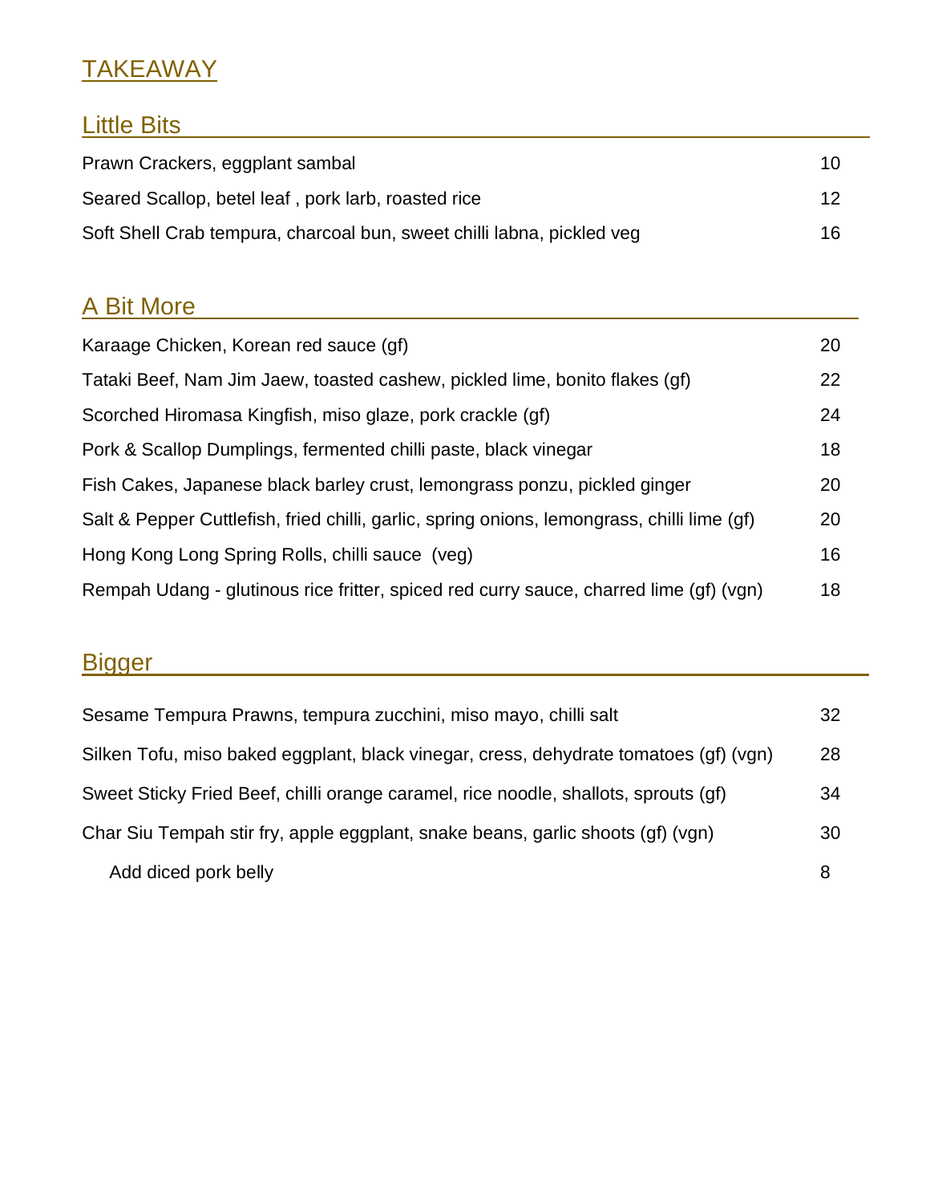# TAKEAWAY

## Little Bits

| | |
|---|---|
| Prawn Crackers, eggplant sambal | 10 |
| Seared Scallop, betel leaf , pork larb, roasted rice | 12 |
| Soft Shell Crab tempura, charcoal bun, sweet chilli labna, pickled veg | 16 |

## A Bit More

| | |
|---|---|
| Karaage Chicken, Korean red sauce (gf) | 20 |
| Tataki Beef, Nam Jim Jaew, toasted cashew, pickled lime, bonito flakes (gf) | 22 |
| Scorched Hiromasa Kingfish, miso glaze, pork crackle (gf) | 24 |
| Pork & Scallop Dumplings, fermented chilli paste, black vinegar | 18 |
| Fish Cakes, Japanese black barley crust, lemongrass ponzu, pickled ginger | 20 |
| Salt & Pepper Cuttlefish, fried chilli, garlic, spring onions, lemongrass, chilli lime (gf) | 20 |
| Hong Kong Long Spring Rolls, chilli sauce (veg) | 16 |
| Rempah Udang - glutinous rice fritter, spiced red curry sauce, charred lime (gf) (vgn) | 18 |

## Bigger

| | |
|---|---|
| Sesame Tempura Prawns, tempura zucchini, miso mayo, chilli salt | 32 |
| Silken Tofu, miso baked eggplant, black vinegar, cress, dehydrate tomatoes (gf) (vgn) | 28 |
| Sweet Sticky Fried Beef, chilli orange caramel, rice noodle, shallots, sprouts (gf) | 34 |
| Char Siu Tempah stir fry, apple eggplant, snake beans, garlic shoots (gf) (vgn) | 30 |
| Add diced pork belly | 8 |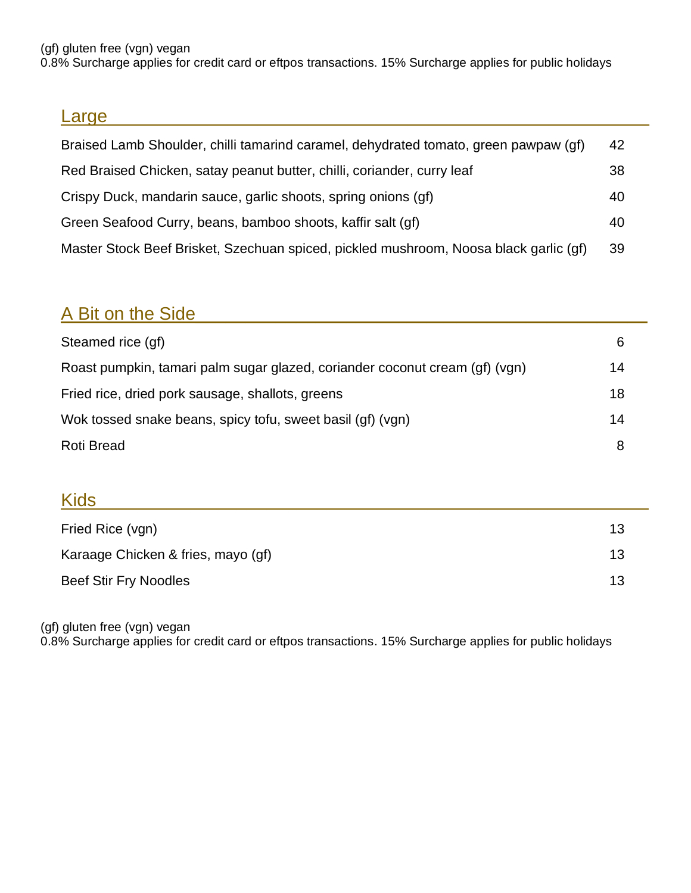(gf) gluten free (vgn) vegan
0.8% Surcharge applies for credit card or eftpos transactions. 15% Surcharge applies for public holidays

## Large

| | |
|---|---|
| Braised Lamb Shoulder, chilli tamarind caramel, dehydrated tomato, green pawpaw (gf) | 42 |
| Red Braised Chicken, satay peanut butter, chilli, coriander, curry leaf | 38 |
| Crispy Duck, mandarin sauce, garlic shoots, spring onions (gf) | 40 |
| Green Seafood Curry, beans, bamboo shoots, kaffir salt (gf) | 40 |
| Master Stock Beef Brisket, Szechuan spiced, pickled mushroom, Noosa black garlic (gf) | 39 |

## A Bit on the Side

| | |
|---|---|
| Steamed rice (gf) | 6 |
| Roast pumpkin, tamari palm sugar glazed, coriander coconut cream (gf) (vgn) | 14 |
| Fried rice, dried pork sausage, shallots, greens | 18 |
| Wok tossed snake beans, spicy tofu, sweet basil (gf) (vgn) | 14 |
| Roti Bread | 8 |

## Kids

| | |
|---|---|
| Fried Rice (vgn) | 13 |
| Karaage Chicken & fries, mayo (gf) | 13 |
| Beef Stir Fry Noodles | 13 |

(gf) gluten free (vgn) vegan
0.8% Surcharge applies for credit card or eftpos transactions. 15% Surcharge applies for public holidays